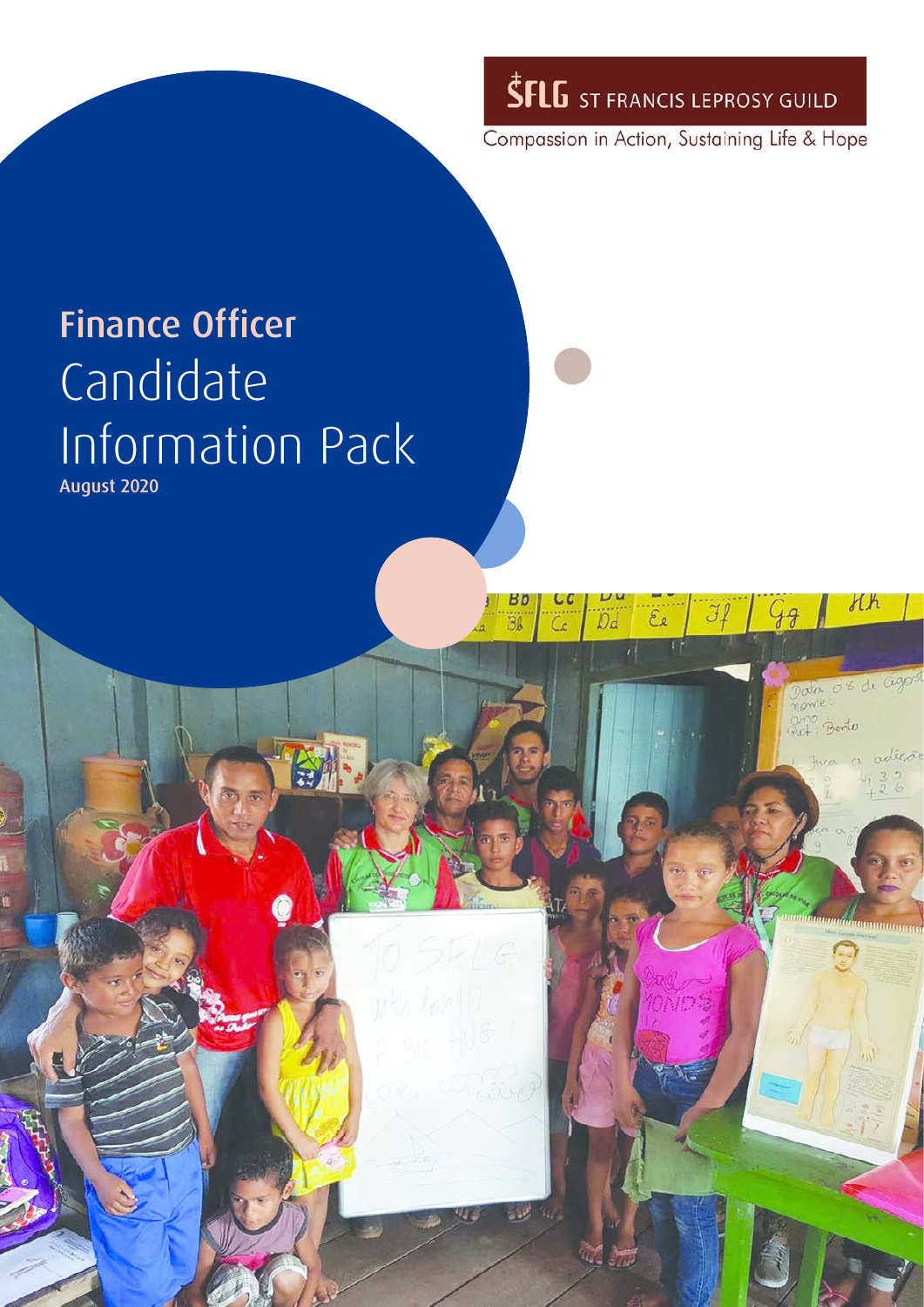SFLG ST FRANCIS LEPROSY GUILD

Compassion in Action, Sustaining Life & Hope

# Finance Officer

# Candidate Information Pack

August 2020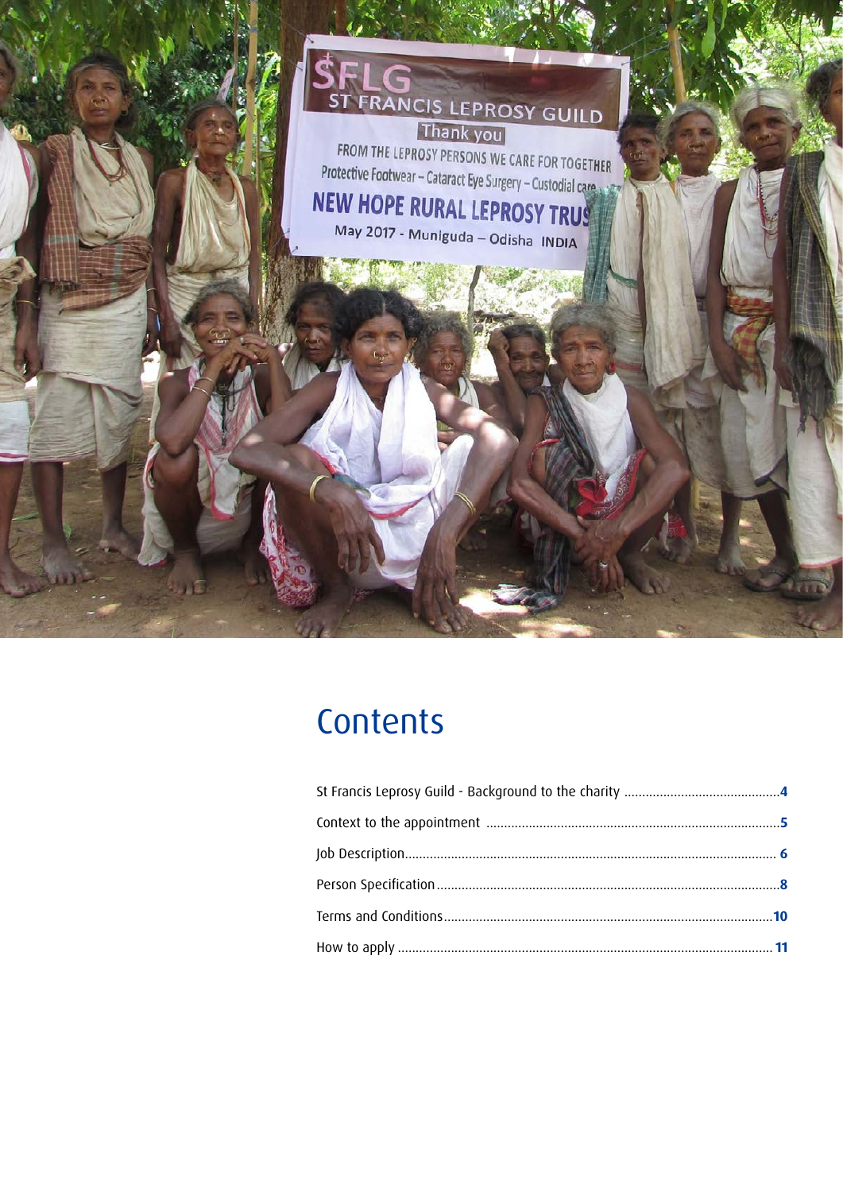# Contents

- St Francis Leprosy Guild - Background to the charity ... 4
- Context to the appointment ... 5
- Job Description ... 6
- Person Specification ... 8
- Terms and Conditions ... 10
- How to apply ... 11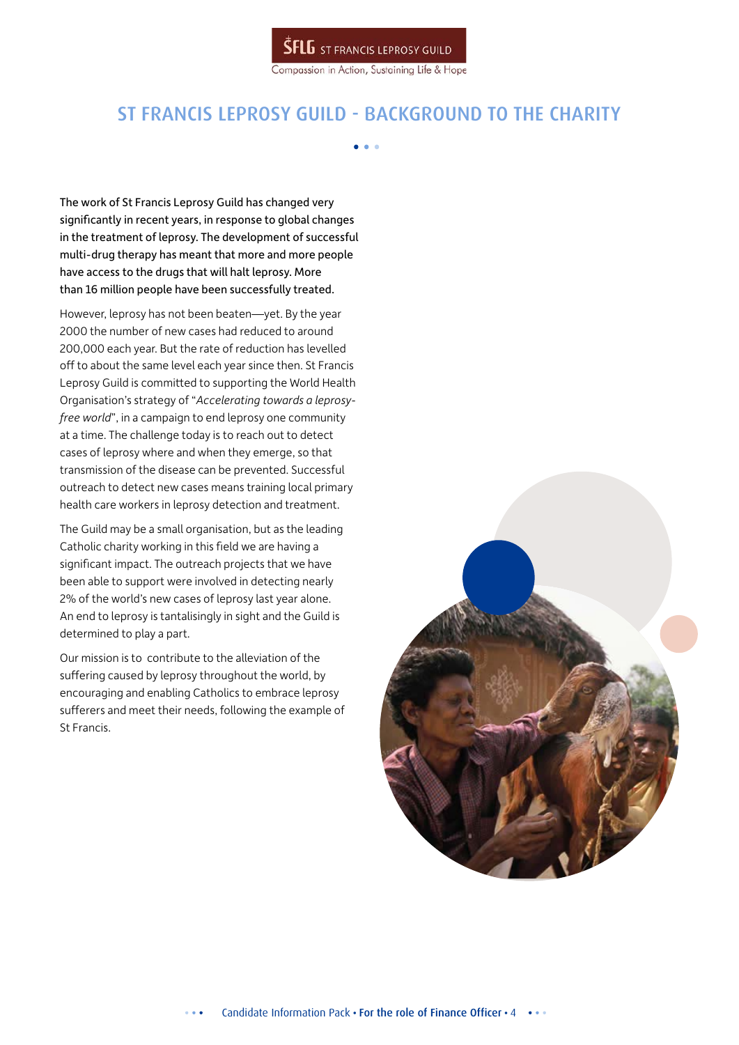# ST FRANCIS LEPROSY GUILD - BACKGROUND TO THE CHARITY

The work of St Francis Leprosy Guild has changed very significantly in recent years, in response to global changes in the treatment of leprosy. The development of successful multi-drug therapy has meant that more and more people have access to the drugs that will halt leprosy. More than 16 million people have been successfully treated.

However, leprosy has not been beaten—yet. By the year 2000 the number of new cases had reduced to around 200,000 each year. But the rate of reduction has levelled off to about the same level each year since then. St Francis Leprosy Guild is committed to supporting the World Health Organisation's strategy of "*Accelerating towards a leprosy-free world*", in a campaign to end leprosy one community at a time. The challenge today is to reach out to detect cases of leprosy where and when they emerge, so that transmission of the disease can be prevented. Successful outreach to detect new cases means training local primary health care workers in leprosy detection and treatment.

The Guild may be a small organisation, but as the leading Catholic charity working in this field we are having a significant impact. The outreach projects that we have been able to support were involved in detecting nearly 2% of the world's new cases of leprosy last year alone. An end to leprosy is tantalisingly in sight and the Guild is determined to play a part.

Our mission is to contribute to the alleviation of the suffering caused by leprosy throughout the world, by encouraging and enabling Catholics to embrace leprosy sufferers and meet their needs, following the example of St Francis.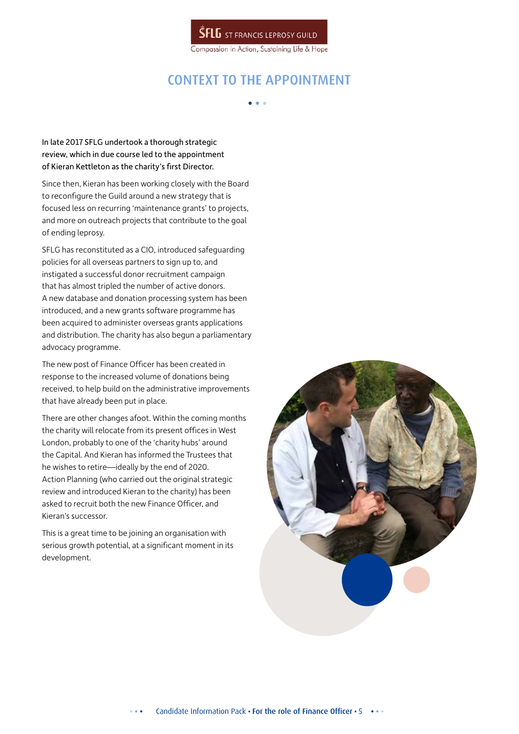# CONTEXT TO THE APPOINTMENT

In late 2017 SFLG undertook a thorough strategic review, which in due course led to the appointment of Kieran Kettleton as the charity's first Director.

Since then, Kieran has been working closely with the Board to reconfigure the Guild around a new strategy that is focused less on recurring 'maintenance grants' to projects, and more on outreach projects that contribute to the goal of ending leprosy.

SFLG has reconstituted as a CIO, introduced safeguarding policies for all overseas partners to sign up to, and instigated a successful donor recruitment campaign that has almost tripled the number of active donors. A new database and donation processing system has been introduced, and a new grants software programme has been acquired to administer overseas grants applications and distribution. The charity has also begun a parliamentary advocacy programme.

The new post of Finance Officer has been created in response to the increased volume of donations being received, to help build on the administrative improvements that have already been put in place.

There are other changes afoot. Within the coming months the charity will relocate from its present offices in West London, probably to one of the 'charity hubs' around the Capital. And Kieran has informed the Trustees that he wishes to retire—ideally by the end of 2020. Action Planning (who carried out the original strategic review and introduced Kieran to the charity) has been asked to recruit both the new Finance Officer, and Kieran's successor.

This is a great time to be joining an organisation with serious growth potential, at a significant moment in its development.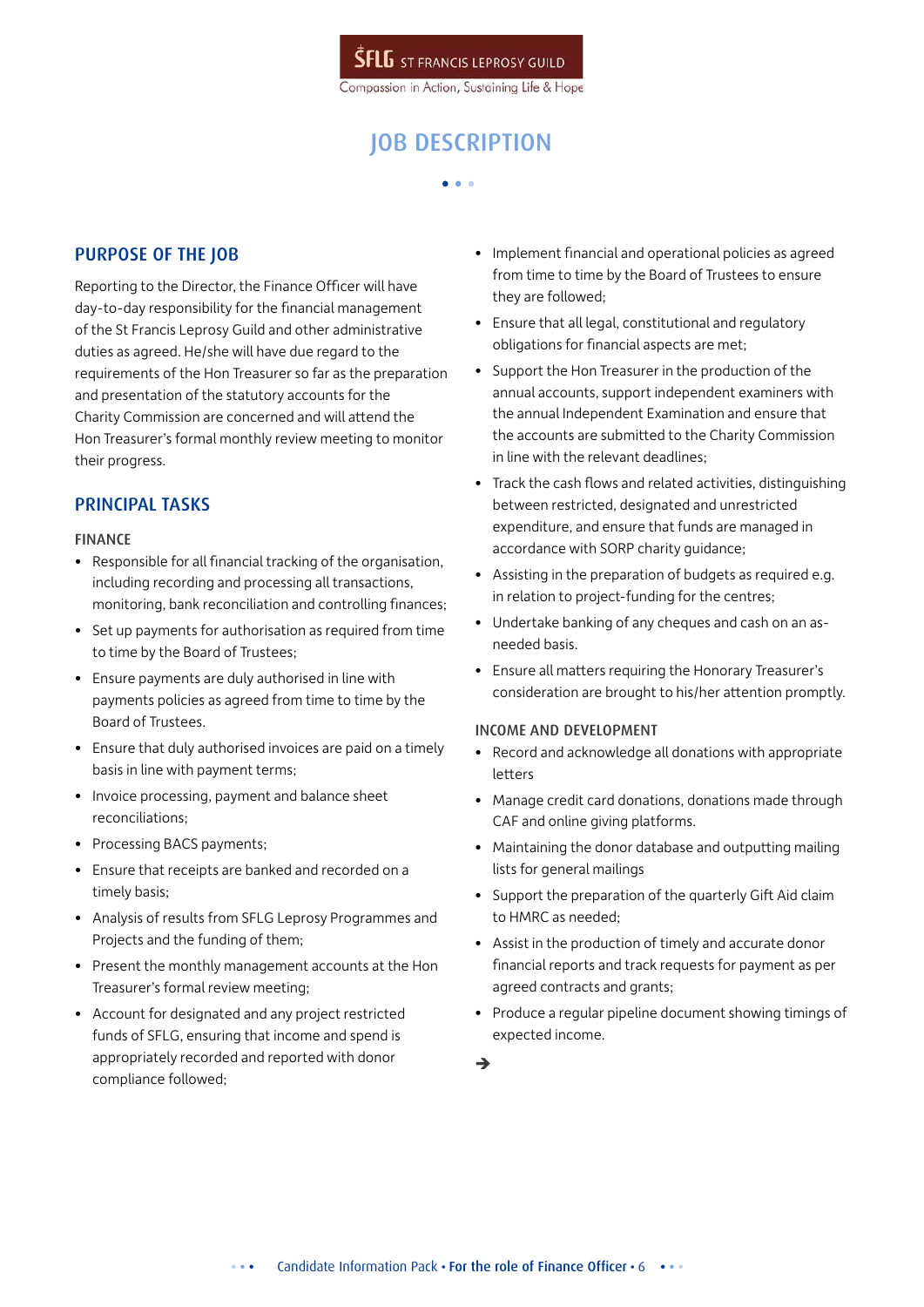# JOB DESCRIPTION

## PURPOSE OF THE JOB

Reporting to the Director, the Finance Officer will have day-to-day responsibility for the financial management of the St Francis Leprosy Guild and other administrative duties as agreed. He/she will have due regard to the requirements of the Hon Treasurer so far as the preparation and presentation of the statutory accounts for the Charity Commission are concerned and will attend the Hon Treasurer's formal monthly review meeting to monitor their progress.

## PRINCIPAL TASKS

### FINANCE

- Responsible for all financial tracking of the organisation, including recording and processing all transactions, monitoring, bank reconciliation and controlling finances;
- Set up payments for authorisation as required from time to time by the Board of Trustees;
- Ensure payments are duly authorised in line with payments policies as agreed from time to time by the Board of Trustees.
- Ensure that duly authorised invoices are paid on a timely basis in line with payment terms;
- Invoice processing, payment and balance sheet reconciliations;
- Processing BACS payments;
- Ensure that receipts are banked and recorded on a timely basis;
- Analysis of results from SFLG Leprosy Programmes and Projects and the funding of them;
- Present the monthly management accounts at the Hon Treasurer's formal review meeting;
- Account for designated and any project restricted funds of SFLG, ensuring that income and spend is appropriately recorded and reported with donor compliance followed;
- Implement financial and operational policies as agreed from time to time by the Board of Trustees to ensure they are followed;
- Ensure that all legal, constitutional and regulatory obligations for financial aspects are met;
- Support the Hon Treasurer in the production of the annual accounts, support independent examiners with the annual Independent Examination and ensure that the accounts are submitted to the Charity Commission in line with the relevant deadlines;
- Track the cash flows and related activities, distinguishing between restricted, designated and unrestricted expenditure, and ensure that funds are managed in accordance with SORP charity guidance;
- Assisting in the preparation of budgets as required e.g. in relation to project-funding for the centres;
- Undertake banking of any cheques and cash on an as-needed basis.
- Ensure all matters requiring the Honorary Treasurer's consideration are brought to his/her attention promptly.

### INCOME AND DEVELOPMENT

- Record and acknowledge all donations with appropriate letters
- Manage credit card donations, donations made through CAF and online giving platforms.
- Maintaining the donor database and outputting mailing lists for general mailings
- Support the preparation of the quarterly Gift Aid claim to HMRC as needed;
- Assist in the production of timely and accurate donor financial reports and track requests for payment as per agreed contracts and grants;
- Produce a regular pipeline document showing timings of expected income.

➔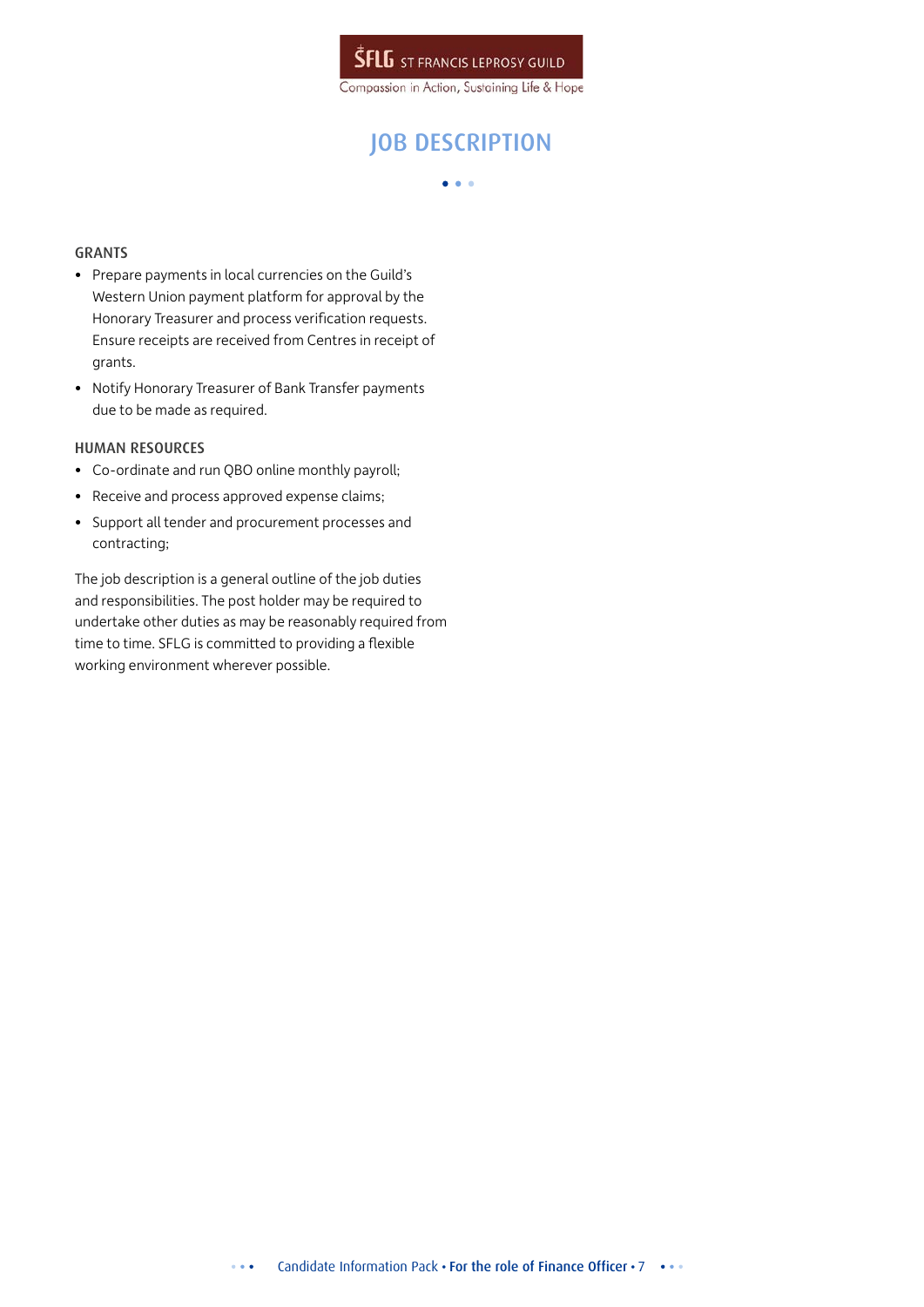# JOB DESCRIPTION

### GRANTS

- Prepare payments in local currencies on the Guild's Western Union payment platform for approval by the Honorary Treasurer and process verification requests. Ensure receipts are received from Centres in receipt of grants.
- Notify Honorary Treasurer of Bank Transfer payments due to be made as required.

### HUMAN RESOURCES

- Co-ordinate and run QBO online monthly payroll;
- Receive and process approved expense claims;
- Support all tender and procurement processes and contracting;

The job description is a general outline of the job duties and responsibilities. The post holder may be required to undertake other duties as may be reasonably required from time to time. SFLG is committed to providing a flexible working environment wherever possible.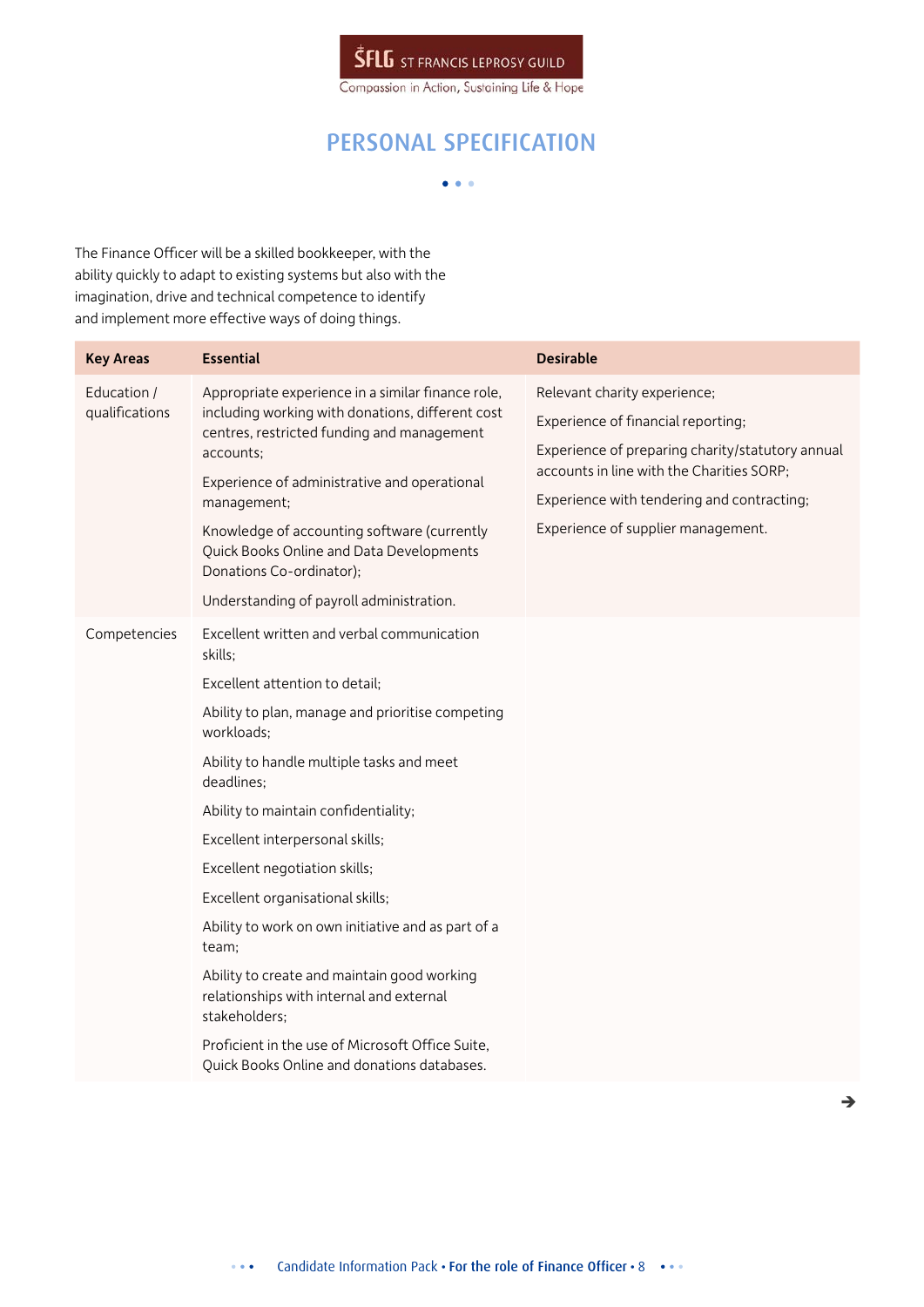# PERSONAL SPECIFICATION

The Finance Officer will be a skilled bookkeeper, with the ability quickly to adapt to existing systems but also with the imagination, drive and technical competence to identify and implement more effective ways of doing things.

| Key Areas | Essential | Desirable |
|---|---|---|
| Education / qualifications | Appropriate experience in a similar finance role, including working with donations, different cost centres, restricted funding and management accounts;<br><br>Experience of administrative and operational management;<br><br>Knowledge of accounting software (currently Quick Books Online and Data Developments Donations Co-ordinator);<br><br>Understanding of payroll administration. | Relevant charity experience;<br><br>Experience of financial reporting;<br><br>Experience of preparing charity/statutory annual accounts in line with the Charities SORP;<br><br>Experience with tendering and contracting;<br><br>Experience of supplier management. |
| Competencies | Excellent written and verbal communication skills;<br><br>Excellent attention to detail;<br><br>Ability to plan, manage and prioritise competing workloads;<br><br>Ability to handle multiple tasks and meet deadlines;<br><br>Ability to maintain confidentiality;<br><br>Excellent interpersonal skills;<br><br>Excellent negotiation skills;<br><br>Excellent organisational skills;<br><br>Ability to work on own initiative and as part of a team;<br><br>Ability to create and maintain good working relationships with internal and external stakeholders;<br><br>Proficient in the use of Microsoft Office Suite, Quick Books Online and donations databases. | |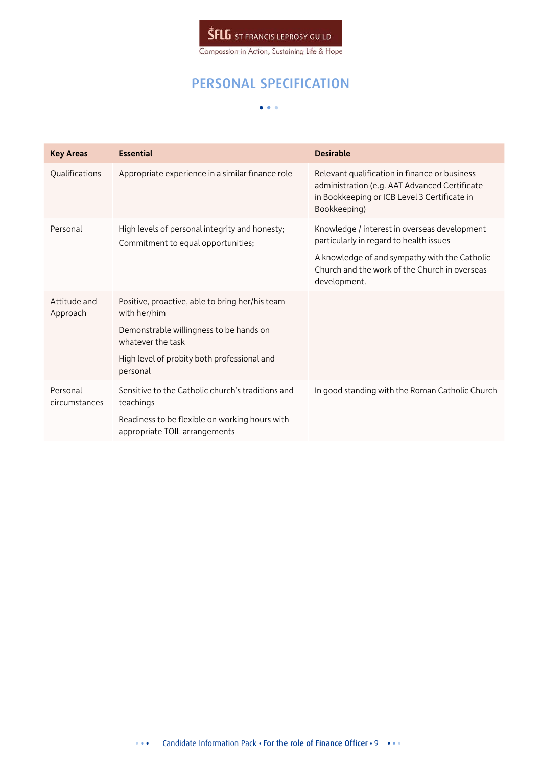SFLG ST FRANCIS LEPROSY GUILD

Compassion in Action, Sustaining Life & Hope

# PERSONAL SPECIFICATION

| Key Areas | Essential | Desirable |
|---|---|---|
| Qualifications | Appropriate experience in a similar finance role | Relevant qualification in finance or business administration (e.g. AAT Advanced Certificate in Bookkeeping or ICB Level 3 Certificate in Bookkeeping) |
| Personal | High levels of personal integrity and honesty; Commitment to equal opportunities; | Knowledge / interest in overseas development particularly in regard to health issues A knowledge of and sympathy with the Catholic Church and the work of the Church in overseas development. |
| Attitude and Approach | Positive, proactive, able to bring her/his team with her/him Demonstrable willingness to be hands on whatever the task High level of probity both professional and personal | |
| Personal circumstances | Sensitive to the Catholic church's traditions and teachings Readiness to be flexible on working hours with appropriate TOIL arrangements | In good standing with the Roman Catholic Church |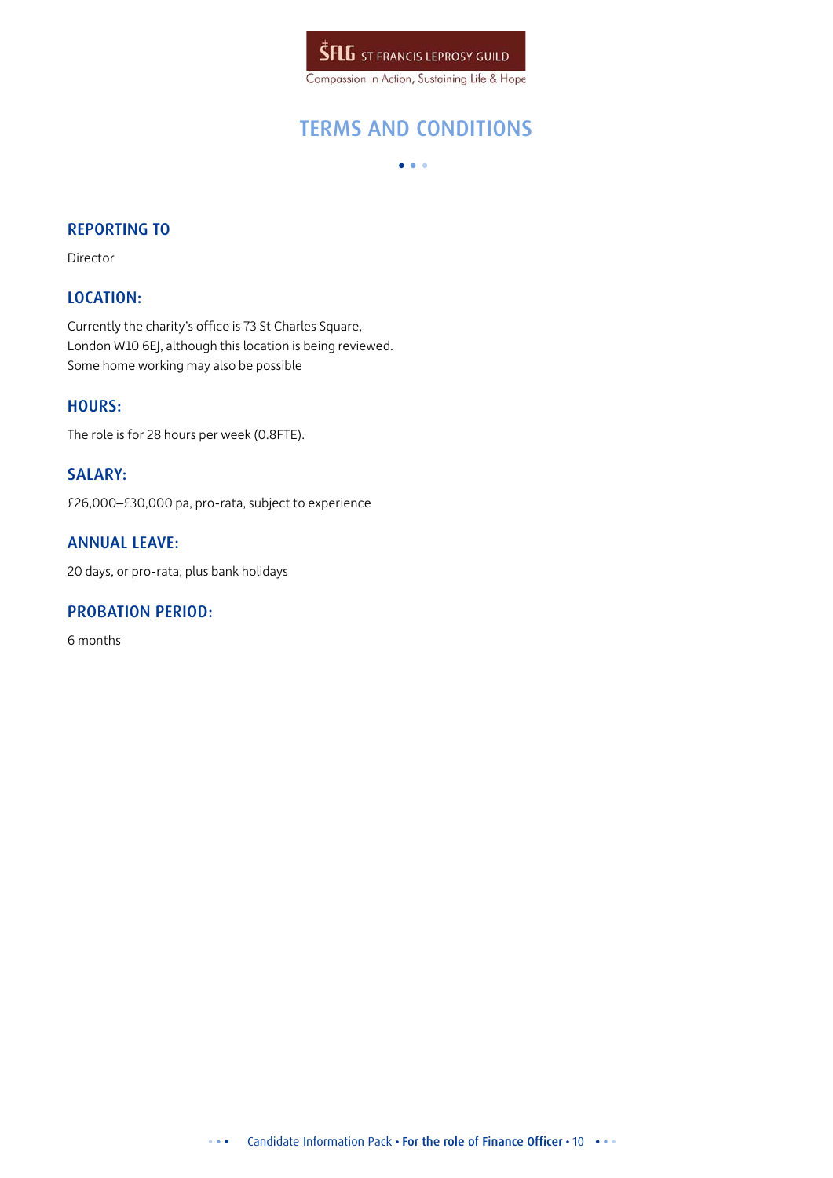# TERMS AND CONDITIONS

## REPORTING TO

Director

## LOCATION:

Currently the charity's office is 73 St Charles Square, London W10 6EJ, although this location is being reviewed. Some home working may also be possible

## HOURS:

The role is for 28 hours per week (0.8FTE).

## SALARY:

£26,000–£30,000 pa, pro-rata, subject to experience

## ANNUAL LEAVE:

20 days, or pro-rata, plus bank holidays

## PROBATION PERIOD:

6 months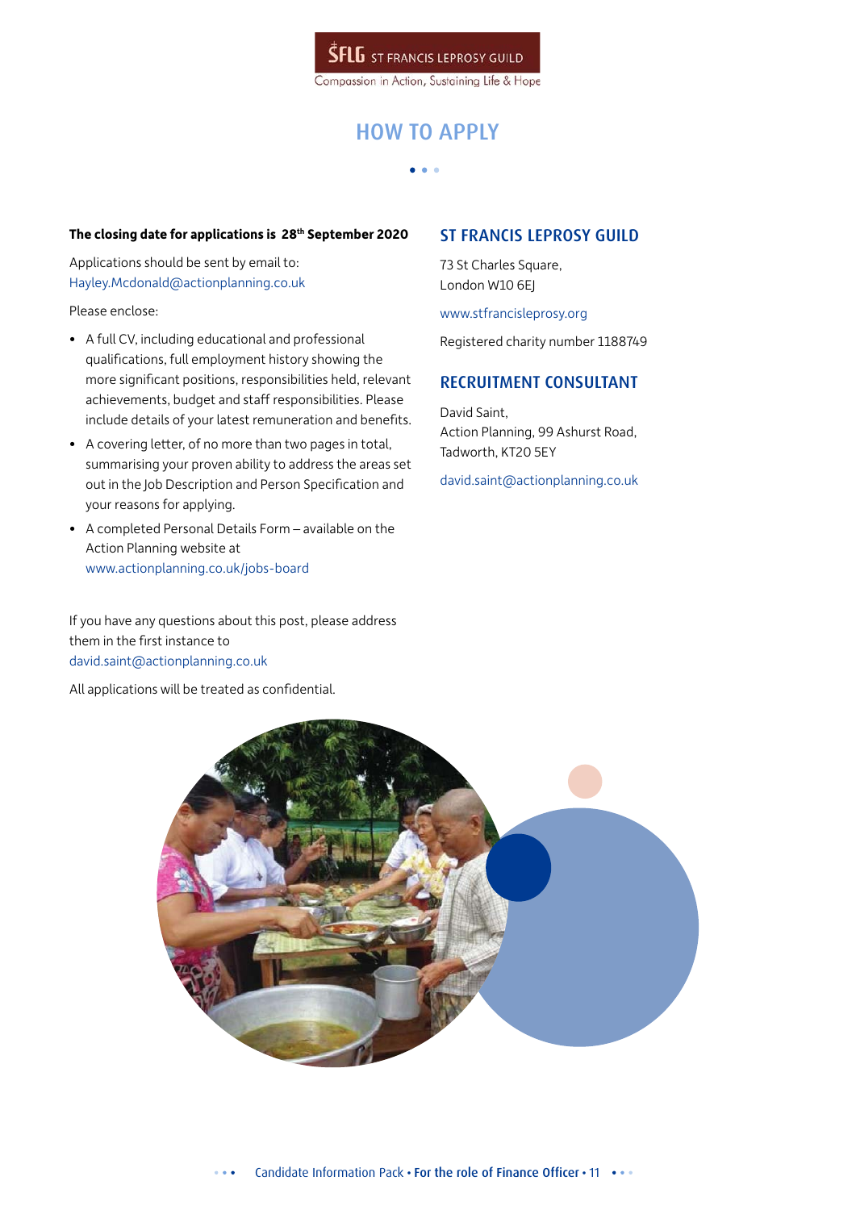ŜFLG ST FRANCIS LEPROSY GUILD

Compassion in Action, Sustaining Life & Hope

# HOW TO APPLY

**The closing date for applications is 28th September 2020**

Applications should be sent by email to:
Hayley.Mcdonald@actionplanning.co.uk

Please enclose:

- A full CV, including educational and professional qualifications, full employment history showing the more significant positions, responsibilities held, relevant achievements, budget and staff responsibilities. Please include details of your latest remuneration and benefits.
- A covering letter, of no more than two pages in total, summarising your proven ability to address the areas set out in the Job Description and Person Specification and your reasons for applying.
- A completed Personal Details Form – available on the Action Planning website at www.actionplanning.co.uk/jobs-board

If you have any questions about this post, please address them in the first instance to david.saint@actionplanning.co.uk

All applications will be treated as confidential.

## ST FRANCIS LEPROSY GUILD

73 St Charles Square,
London W10 6EJ

www.stfrancisleprosy.org

Registered charity number 1188749

## RECRUITMENT CONSULTANT

David Saint,
Action Planning, 99 Ashurst Road,
Tadworth, KT20 5EY

david.saint@actionplanning.co.uk